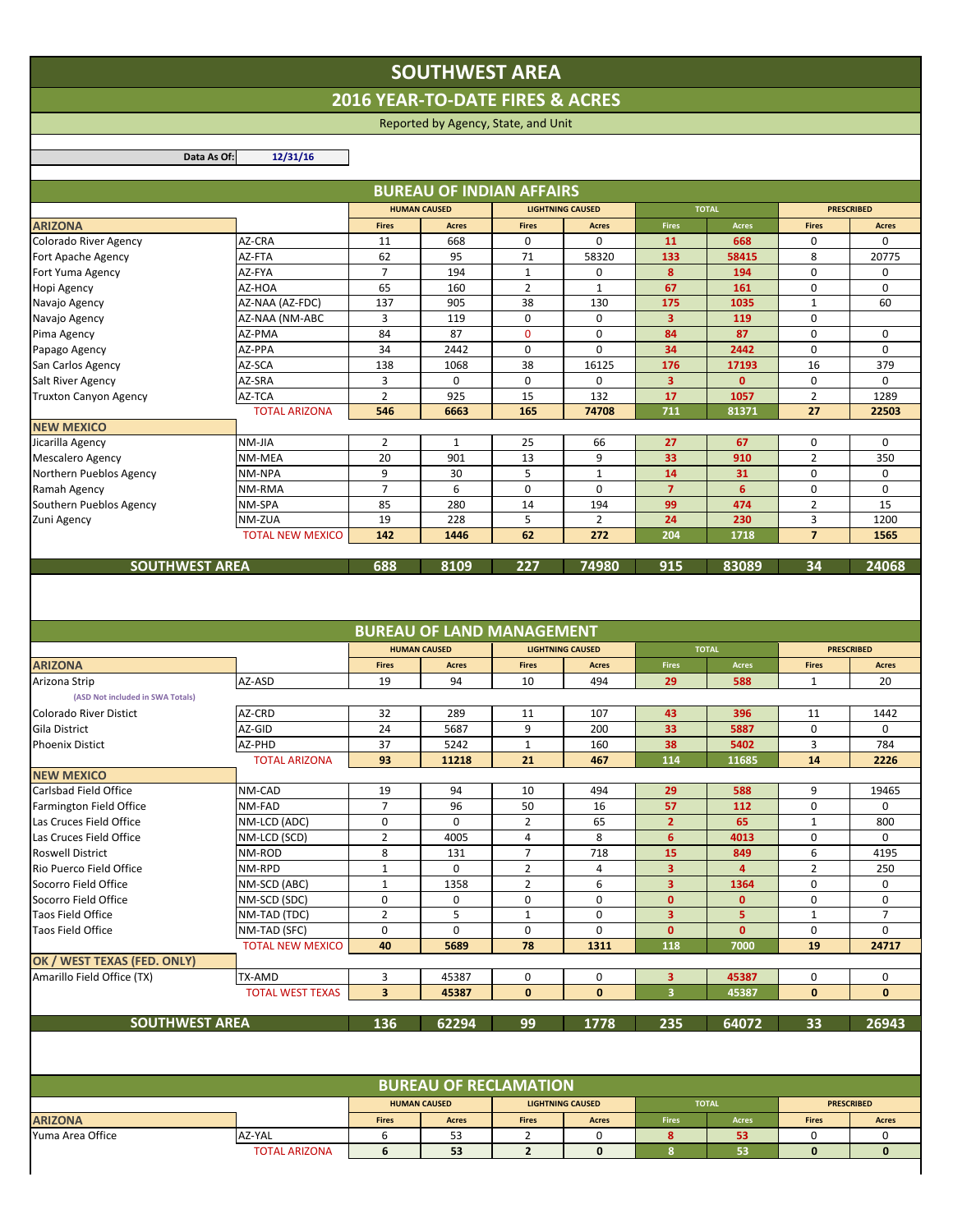# SOUTHWEST AREA

## 2016 YEAR-TO-DATE FIRES & ACRES

Reported by Agency, State, and Unit

**Data As Of:** 12/31/16

## BUREAU OF INDIAN AFFAIRS

| | | HUMAN CAUSED | | LIGHTNING CAUSED | | TOTAL | | PRESCRIBED | |
|---|---|---|---|---|---|---|---|---|---|
| **ARIZONA** | | Fires | Acres | Fires | Acres | Fires | Acres | Fires | Acres |
| Colorado River Agency | AZ-CRA | 11 | 668 | 0 | 0 | 11 | 668 | 0 | 0 |
| Fort Apache Agency | AZ-FTA | 62 | 95 | 71 | 58320 | 133 | 58415 | 8 | 20775 |
| Fort Yuma Agency | AZ-FYA | 7 | 194 | 1 | 0 | 8 | 194 | 0 | 0 |
| Hopi Agency | AZ-HOA | 65 | 160 | 2 | 1 | 67 | 161 | 0 | 0 |
| Navajo Agency | AZ-NAA (AZ-FDC) | 137 | 905 | 38 | 130 | 175 | 1035 | 1 | 60 |
| Navajo Agency | AZ-NAA (NM-ABC | 3 | 119 | 0 | 0 | 3 | 119 | 0 | |
| Pima Agency | AZ-PMA | 84 | 87 | 0 | 0 | 84 | 87 | 0 | 0 |
| Papago Agency | AZ-PPA | 34 | 2442 | 0 | 0 | 34 | 2442 | 0 | 0 |
| San Carlos Agency | AZ-SCA | 138 | 1068 | 38 | 16125 | 176 | 17193 | 16 | 379 |
| Salt River Agency | AZ-SRA | 3 | 0 | 0 | 0 | 3 | 0 | 0 | 0 |
| Truxton Canyon Agency | AZ-TCA | 2 | 925 | 15 | 132 | 17 | 1057 | 2 | 1289 |
| | TOTAL ARIZONA | 546 | 6663 | 165 | 74708 | 711 | 81371 | 27 | 22503 |
| **NEW MEXICO** | | | | | | | | | |
| Jicarilla Agency | NM-JIA | 2 | 1 | 25 | 66 | 27 | 67 | 0 | 0 |
| Mescalero Agency | NM-MEA | 20 | 901 | 13 | 9 | 33 | 910 | 2 | 350 |
| Northern Pueblos Agency | NM-NPA | 9 | 30 | 5 | 1 | 14 | 31 | 0 | 0 |
| Ramah Agency | NM-RMA | 7 | 6 | 0 | 0 | 7 | 6 | 0 | 0 |
| Southern Pueblos Agency | NM-SPA | 85 | 280 | 14 | 194 | 99 | 474 | 2 | 15 |
| Zuni Agency | NM-ZUA | 19 | 228 | 5 | 2 | 24 | 230 | 3 | 1200 |
| | TOTAL NEW MEXICO | 142 | 1446 | 62 | 272 | 204 | 1718 | 7 | 1565 |
| **SOUTHWEST AREA** | | 688 | 8109 | 227 | 74980 | 915 | 83089 | 34 | 24068 |

## BUREAU OF LAND MANAGEMENT

| | | HUMAN CAUSED | | LIGHTNING CAUSED | | TOTAL | | PRESCRIBED | |
|---|---|---|---|---|---|---|---|---|---|
| **ARIZONA** | | Fires | Acres | Fires | Acres | Fires | Acres | Fires | Acres |
| Arizona Strip | AZ-ASD | 19 | 94 | 10 | 494 | 29 | 588 | 1 | 20 |
| (ASD Not included in SWA Totals) | | | | | | | | | |
| Colorado River Distict | AZ-CRD | 32 | 289 | 11 | 107 | 43 | 396 | 11 | 1442 |
| Gila District | AZ-GID | 24 | 5687 | 9 | 200 | 33 | 5887 | 0 | 0 |
| Phoenix Distict | AZ-PHD | 37 | 5242 | 1 | 160 | 38 | 5402 | 3 | 784 |
| | TOTAL ARIZONA | 93 | 11218 | 21 | 467 | 114 | 11685 | 14 | 2226 |
| **NEW MEXICO** | | | | | | | | | |
| Carlsbad Field Office | NM-CAD | 19 | 94 | 10 | 494 | 29 | 588 | 9 | 19465 |
| Farmington Field Office | NM-FAD | 7 | 96 | 50 | 16 | 57 | 112 | 0 | 0 |
| Las Cruces Field Office | NM-LCD (ADC) | 0 | 0 | 2 | 65 | 2 | 65 | 1 | 800 |
| Las Cruces Field Office | NM-LCD (SCD) | 2 | 4005 | 4 | 8 | 6 | 4013 | 0 | 0 |
| Roswell District | NM-ROD | 8 | 131 | 7 | 718 | 15 | 849 | 6 | 4195 |
| Rio Puerco Field Office | NM-RPD | 1 | 0 | 2 | 4 | 3 | 4 | 2 | 250 |
| Socorro Field Office | NM-SCD (ABC) | 1 | 1358 | 2 | 6 | 3 | 1364 | 0 | 0 |
| Socorro Field Office | NM-SCD (SDC) | 0 | 0 | 0 | 0 | 0 | 0 | 0 | 0 |
| Taos Field Office | NM-TAD (TDC) | 2 | 5 | 1 | 0 | 3 | 5 | 1 | 7 |
| Taos Field Office | NM-TAD (SFC) | 0 | 0 | 0 | 0 | 0 | 0 | 0 | 0 |
| | TOTAL NEW MEXICO | 40 | 5689 | 78 | 1311 | 118 | 7000 | 19 | 24717 |
| **OK / WEST TEXAS (FED. ONLY)** | | | | | | | | | |
| Amarillo Field Office (TX) | TX-AMD | 3 | 45387 | 0 | 0 | 3 | 45387 | 0 | 0 |
| | TOTAL WEST TEXAS | 3 | 45387 | 0 | 0 | 3 | 45387 | 0 | 0 |
| **SOUTHWEST AREA** | | 136 | 62294 | 99 | 1778 | 235 | 64072 | 33 | 26943 |

## BUREAU OF RECLAMATION

| | | HUMAN CAUSED | | LIGHTNING CAUSED | | TOTAL | | PRESCRIBED | |
|---|---|---|---|---|---|---|---|---|---|
| **ARIZONA** | | Fires | Acres | Fires | Acres | Fires | Acres | Fires | Acres |
| Yuma Area Office | AZ-YAL | 6 | 53 | 2 | 0 | 8 | 53 | 0 | 0 |
| | TOTAL ARIZONA | 6 | 53 | 2 | 0 | 8 | 53 | 0 | 0 |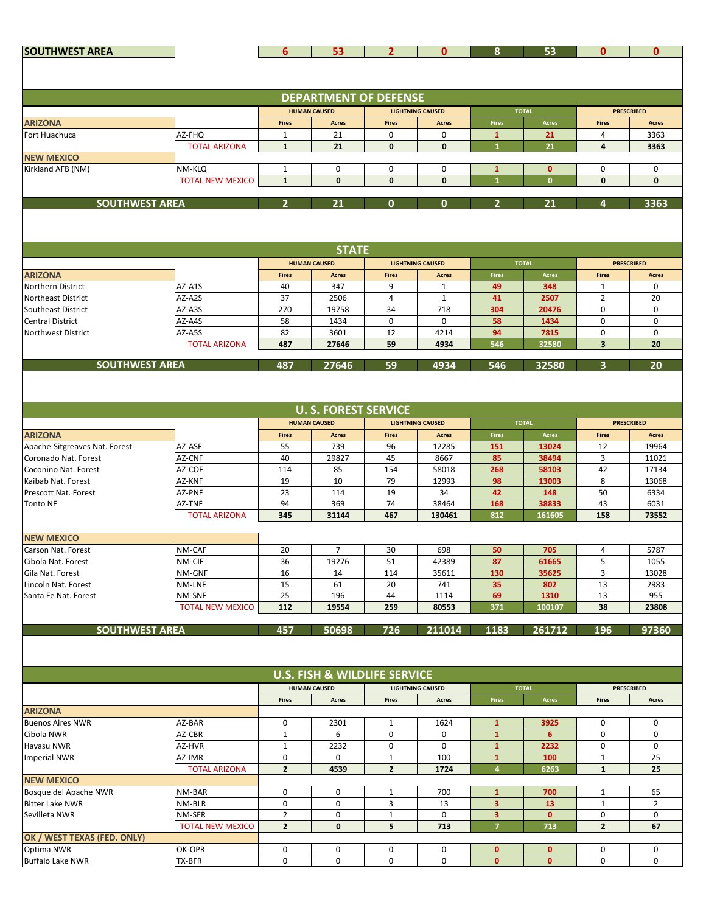| SOUTHWEST AREA | | 6 | 53 | 2 | 0 | 8 | 53 | 0 | 0 |
|---|---|---|---|---|---|---|---|---|---|

## DEPARTMENT OF DEFENSE

| | | HUMAN CAUSED | | LIGHTNING CAUSED | | TOTAL | | PRESCRIBED | |
|---|---|---|---|---|---|---|---|---|---|
| **ARIZONA** | | Fires | Acres | Fires | Acres | Fires | Acres | Fires | Acres |
| Fort Huachuca | AZ-FHQ | 1 | 21 | 0 | 0 | 1 | 21 | 4 | 3363 |
| | TOTAL ARIZONA | **1** | **21** | **0** | **0** | **1** | **21** | **4** | **3363** |
| **NEW MEXICO** | | | | | | | | | |
| Kirkland AFB (NM) | NM-KLQ | 1 | 0 | 0 | 0 | 1 | 0 | 0 | 0 |
| | TOTAL NEW MEXICO | **1** | **0** | **0** | **0** | **1** | **0** | **0** | **0** |
| **SOUTHWEST AREA** | | **2** | **21** | **0** | **0** | **2** | **21** | **4** | **3363** |

## STATE

| | | HUMAN CAUSED | | LIGHTNING CAUSED | | TOTAL | | PRESCRIBED | |
|---|---|---|---|---|---|---|---|---|---|
| **ARIZONA** | | Fires | Acres | Fires | Acres | Fires | Acres | Fires | Acres |
| Northern District | AZ-A1S | 40 | 347 | 9 | 1 | 49 | 348 | 1 | 0 |
| Northeast District | AZ-A2S | 37 | 2506 | 4 | 1 | 41 | 2507 | 2 | 20 |
| Southeast District | AZ-A3S | 270 | 19758 | 34 | 718 | 304 | 20476 | 0 | 0 |
| Central District | AZ-A4S | 58 | 1434 | 0 | 0 | 58 | 1434 | 0 | 0 |
| Northwest District | AZ-A5S | 82 | 3601 | 12 | 4214 | 94 | 7815 | 0 | 0 |
| | TOTAL ARIZONA | **487** | **27646** | **59** | **4934** | **546** | **32580** | **3** | **20** |
| **SOUTHWEST AREA** | | **487** | **27646** | **59** | **4934** | **546** | **32580** | **3** | **20** |

## U. S. FOREST SERVICE

| | | HUMAN CAUSED | | LIGHTNING CAUSED | | TOTAL | | PRESCRIBED | |
|---|---|---|---|---|---|---|---|---|---|
| **ARIZONA** | | Fires | Acres | Fires | Acres | Fires | Acres | Fires | Acres |
| Apache-Sitgreaves Nat. Forest | AZ-ASF | 55 | 739 | 96 | 12285 | 151 | 13024 | 12 | 19964 |
| Coronado Nat. Forest | AZ-CNF | 40 | 29827 | 45 | 8667 | 85 | 38494 | 3 | 11021 |
| Coconino Nat. Forest | AZ-COF | 114 | 85 | 154 | 58018 | 268 | 58103 | 42 | 17134 |
| Kaibab Nat. Forest | AZ-KNF | 19 | 10 | 79 | 12993 | 98 | 13003 | 8 | 13068 |
| Prescott Nat. Forest | AZ-PNF | 23 | 114 | 19 | 34 | 42 | 148 | 50 | 6334 |
| Tonto NF | AZ-TNF | 94 | 369 | 74 | 38464 | 168 | 38833 | 43 | 6031 |
| | TOTAL ARIZONA | **345** | **31144** | **467** | **130461** | **812** | **161605** | **158** | **73552** |
| **NEW MEXICO** | | | | | | | | | |
| Carson Nat. Forest | NM-CAF | 20 | 7 | 30 | 698 | 50 | 705 | 4 | 5787 |
| Cibola Nat. Forest | NM-CIF | 36 | 19276 | 51 | 42389 | 87 | 61665 | 5 | 1055 |
| Gila Nat. Forest | NM-GNF | 16 | 14 | 114 | 35611 | 130 | 35625 | 3 | 13028 |
| Lincoln Nat. Forest | NM-LNF | 15 | 61 | 20 | 741 | 35 | 802 | 13 | 2983 |
| Santa Fe Nat. Forest | NM-SNF | 25 | 196 | 44 | 1114 | 69 | 1310 | 13 | 955 |
| | TOTAL NEW MEXICO | **112** | **19554** | **259** | **80553** | **371** | **100107** | **38** | **23808** |
| **SOUTHWEST AREA** | | **457** | **50698** | **726** | **211014** | **1183** | **261712** | **196** | **97360** |

## U.S. FISH & WILDLIFE SERVICE

| | | HUMAN CAUSED | | LIGHTNING CAUSED | | TOTAL | | PRESCRIBED | |
|---|---|---|---|---|---|---|---|---|---|
| | | Fires | Acres | Fires | Acres | Fires | Acres | Fires | Acres |
| **ARIZONA** | | | | | | | | | |
| Buenos Aires NWR | AZ-BAR | 0 | 2301 | 1 | 1624 | 1 | 3925 | 0 | 0 |
| Cibola NWR | AZ-CBR | 1 | 6 | 0 | 0 | 1 | 6 | 0 | 0 |
| Havasu NWR | AZ-HVR | 1 | 2232 | 0 | 0 | 1 | 2232 | 0 | 0 |
| Imperial NWR | AZ-IMR | 0 | 0 | 1 | 100 | 1 | 100 | 1 | 25 |
| | TOTAL ARIZONA | **2** | **4539** | **2** | **1724** | **4** | **6263** | **1** | **25** |
| **NEW MEXICO** | | | | | | | | | |
| Bosque del Apache NWR | NM-BAR | 0 | 0 | 1 | 700 | 1 | 700 | 1 | 65 |
| Bitter Lake NWR | NM-BLR | 0 | 0 | 3 | 13 | 3 | 13 | 1 | 2 |
| Sevilleta NWR | NM-SER | 2 | 0 | 1 | 0 | 3 | 0 | 0 | 0 |
| | TOTAL NEW MEXICO | **2** | **0** | **5** | **713** | **7** | **713** | **2** | **67** |
| **OK / WEST TEXAS (FED. ONLY)** | | | | | | | | | |
| Optima NWR | OK-OPR | 0 | 0 | 0 | 0 | 0 | 0 | 0 | 0 |
| Buffalo Lake NWR | TX-BFR | 0 | 0 | 0 | 0 | 0 | 0 | 0 | 0 |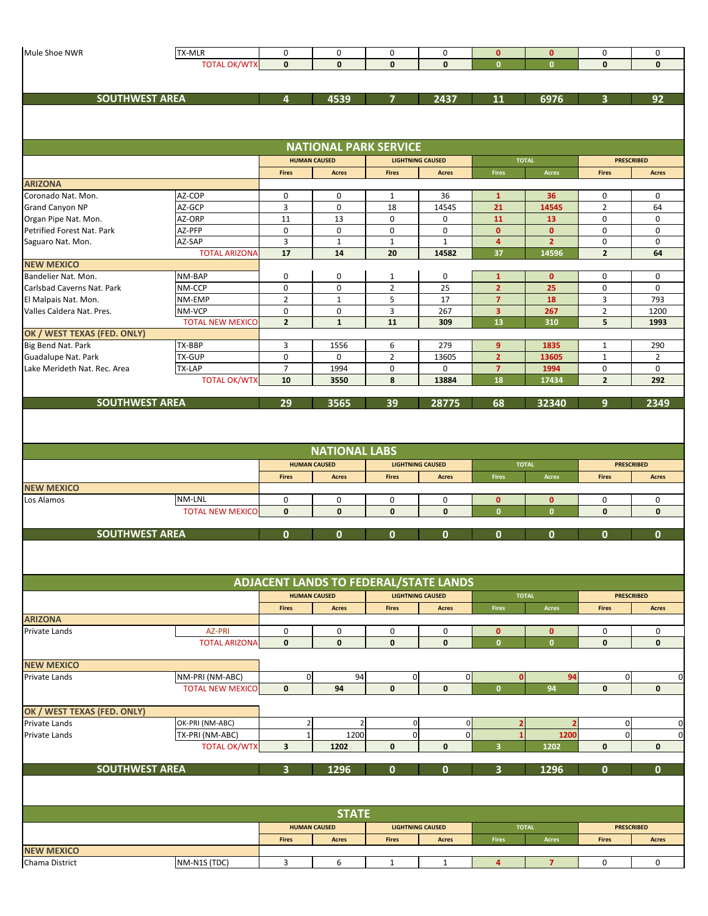| | | | | | | | | | |
|---|---|---|---|---|---|---|---|---|---|
| Mule Shoe NWR | TX-MLR | 0 | 0 | 0 | 0 | 0 | 0 | 0 | 0 |
| | TOTAL OK/WTX | **0** | **0** | **0** | **0** | **0** | **0** | **0** | **0** |
| **SOUTHWEST AREA** | | **4** | **4539** | **7** | **2437** | **11** | **6976** | **3** | **92** |

## NATIONAL PARK SERVICE

| | | HUMAN CAUSED | | LIGHTNING CAUSED | | TOTAL | | PRESCRIBED | |
|---|---|---|---|---|---|---|---|---|---|
| | | Fires | Acres | Fires | Acres | Fires | Acres | Fires | Acres |
| **ARIZONA** | | | | | | | | | |
| Coronado Nat. Mon. | AZ-COP | 0 | 0 | 1 | 36 | 1 | 36 | 0 | 0 |
| Grand Canyon NP | AZ-GCP | 3 | 0 | 18 | 14545 | 21 | 14545 | 2 | 64 |
| Organ Pipe Nat. Mon. | AZ-ORP | 11 | 13 | 0 | 0 | 11 | 13 | 0 | 0 |
| Petrified Forest Nat. Park | AZ-PFP | 0 | 0 | 0 | 0 | 0 | 0 | 0 | 0 |
| Saguaro Nat. Mon. | AZ-SAP | 3 | 1 | 1 | 1 | 4 | 2 | 0 | 0 |
| | TOTAL ARIZONA | **17** | **14** | **20** | **14582** | **37** | **14596** | **2** | **64** |
| **NEW MEXICO** | | | | | | | | | |
| Bandelier Nat. Mon. | NM-BAP | 0 | 0 | 1 | 0 | 1 | 0 | 0 | 0 |
| Carlsbad Caverns Nat. Park | NM-CCP | 0 | 0 | 2 | 25 | 2 | 25 | 0 | 0 |
| El Malpais Nat. Mon. | NM-EMP | 2 | 1 | 5 | 17 | 7 | 18 | 3 | 793 |
| Valles Caldera Nat. Pres. | NM-VCP | 0 | 0 | 3 | 267 | 3 | 267 | 2 | 1200 |
| | TOTAL NEW MEXICO | **2** | **1** | **11** | **309** | **13** | **310** | **5** | **1993** |
| **OK / WEST TEXAS (FED. ONLY)** | | | | | | | | | |
| Big Bend Nat. Park | TX-BBP | 3 | 1556 | 6 | 279 | 9 | 1835 | 1 | 290 |
| Guadalupe Nat. Park | TX-GUP | 0 | 0 | 2 | 13605 | 2 | 13605 | 1 | 2 |
| Lake Merideth Nat. Rec. Area | TX-LAP | 7 | 1994 | 0 | 0 | 7 | 1994 | 0 | 0 |
| | TOTAL OK/WTX | **10** | **3550** | **8** | **13884** | **18** | **17434** | **2** | **292** |
| **SOUTHWEST AREA** | | **29** | **3565** | **39** | **28775** | **68** | **32340** | **9** | **2349** |

## NATIONAL LABS

| | | HUMAN CAUSED | | LIGHTNING CAUSED | | TOTAL | | PRESCRIBED | |
|---|---|---|---|---|---|---|---|---|---|
| | | Fires | Acres | Fires | Acres | Fires | Acres | Fires | Acres |
| **NEW MEXICO** | | | | | | | | | |
| Los Alamos | NM-LNL | 0 | 0 | 0 | 0 | 0 | 0 | 0 | 0 |
| | TOTAL NEW MEXICO | **0** | **0** | **0** | **0** | **0** | **0** | **0** | **0** |
| **SOUTHWEST AREA** | | **0** | **0** | **0** | **0** | **0** | **0** | **0** | **0** |

## ADJACENT LANDS TO FEDERAL/STATE LANDS

| | | HUMAN CAUSED | | LIGHTNING CAUSED | | TOTAL | | PRESCRIBED | |
|---|---|---|---|---|---|---|---|---|---|
| | | Fires | Acres | Fires | Acres | Fires | Acres | Fires | Acres |
| **ARIZONA** | | | | | | | | | |
| Private Lands | AZ-PRI | 0 | 0 | 0 | 0 | 0 | 0 | 0 | 0 |
| | TOTAL ARIZONA | **0** | **0** | **0** | **0** | **0** | **0** | **0** | **0** |
| **NEW MEXICO** | | | | | | | | | |
| Private Lands | NM-PRI (NM-ABC) | 0 | 94 | 0 | 0 | 0 | 94 | 0 | 0 |
| | TOTAL NEW MEXICO | **0** | **94** | **0** | **0** | **0** | **94** | **0** | **0** |
| **OK / WEST TEXAS (FED. ONLY)** | | | | | | | | | |
| Private Lands | OK-PRI (NM-ABC) | 2 | 2 | 0 | 0 | 2 | 2 | 0 | 0 |
| Private Lands | TX-PRI (NM-ABC) | 1 | 1200 | 0 | 0 | 1 | 1200 | 0 | 0 |
| | TOTAL OK/WTX | **3** | **1202** | **0** | **0** | **3** | **1202** | **0** | **0** |
| **SOUTHWEST AREA** | | **3** | **1296** | **0** | **0** | **3** | **1296** | **0** | **0** |

## STATE

| | | HUMAN CAUSED | | LIGHTNING CAUSED | | TOTAL | | PRESCRIBED | |
|---|---|---|---|---|---|---|---|---|---|
| | | Fires | Acres | Fires | Acres | Fires | Acres | Fires | Acres |
| **NEW MEXICO** | | | | | | | | | |
| Chama District | NM-N1S (TDC) | 3 | 6 | 1 | 1 | 4 | 7 | 0 | 0 |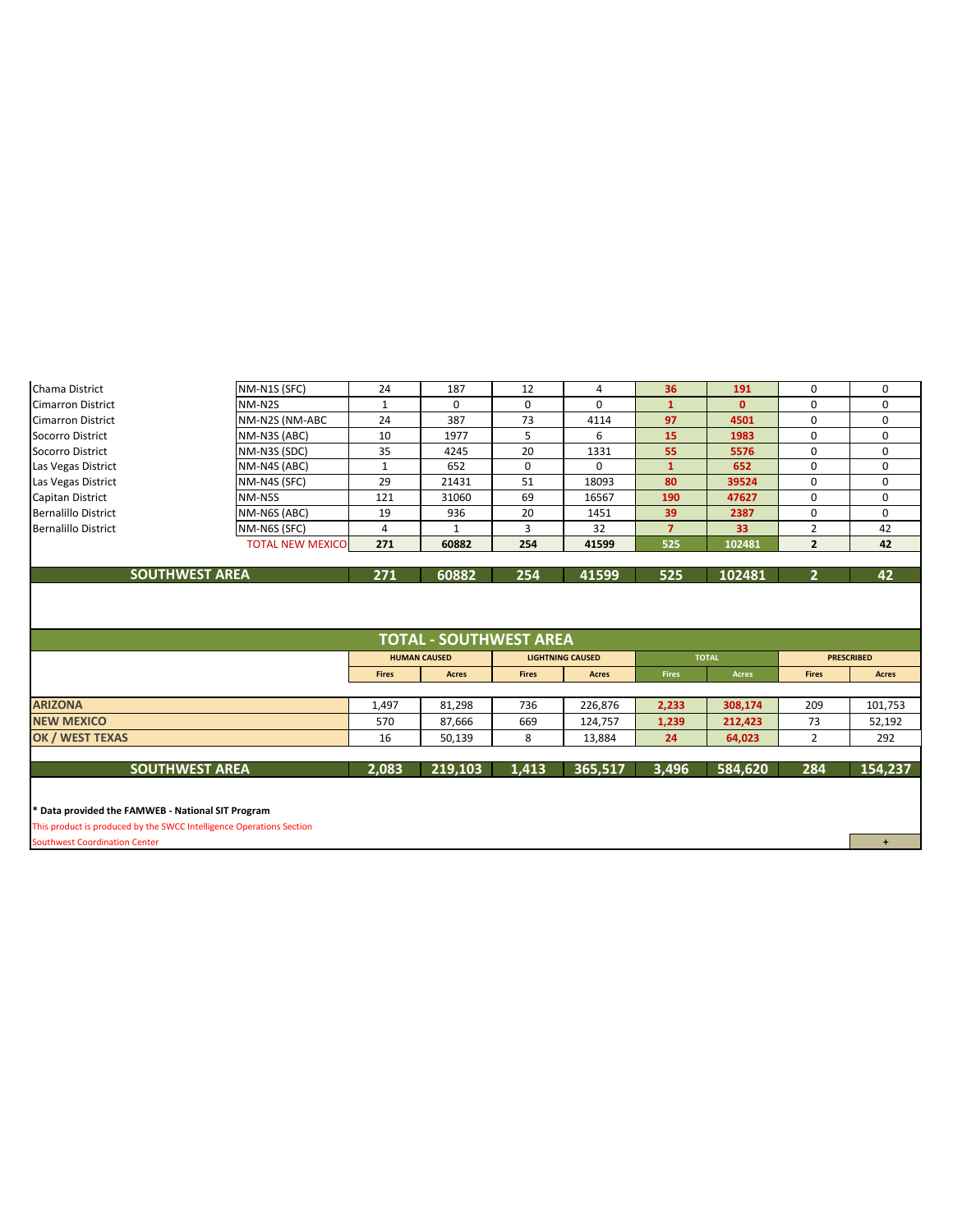| | | | | | | | | | |
|---|---|---|---|---|---|---|---|---|---|
| Chama District | NM-N1S (SFC) | 24 | 187 | 12 | 4 | 36 | 191 | 0 | 0 |
| Cimarron District | NM-N2S | 1 | 0 | 0 | 0 | 1 | 0 | 0 | 0 |
| Cimarron District | NM-N2S (NM-ABC | 24 | 387 | 73 | 4114 | 97 | 4501 | 0 | 0 |
| Socorro District | NM-N3S (ABC) | 10 | 1977 | 5 | 6 | 15 | 1983 | 0 | 0 |
| Socorro District | NM-N3S (SDC) | 35 | 4245 | 20 | 1331 | 55 | 5576 | 0 | 0 |
| Las Vegas District | NM-N4S (ABC) | 1 | 652 | 0 | 0 | 1 | 652 | 0 | 0 |
| Las Vegas District | NM-N4S (SFC) | 29 | 21431 | 51 | 18093 | 80 | 39524 | 0 | 0 |
| Capitan District | NM-N5S | 121 | 31060 | 69 | 16567 | 190 | 47627 | 0 | 0 |
| Bernalillo District | NM-N6S (ABC) | 19 | 936 | 20 | 1451 | 39 | 2387 | 0 | 0 |
| Bernalillo District | NM-N6S (SFC) | 4 | 1 | 3 | 32 | 7 | 33 | 2 | 42 |
| | TOTAL NEW MEXICO | **271** | **60882** | **254** | **41599** | **525** | **102481** | **2** | **42** |
| **SOUTHWEST AREA** | | **271** | **60882** | **254** | **41599** | **525** | **102481** | **2** | **42** |

## TOTAL - SOUTHWEST AREA

| | HUMAN CAUSED | | LIGHTNING CAUSED | | TOTAL | | PRESCRIBED | |
|---|---|---|---|---|---|---|---|---|
| | Fires | Acres | Fires | Acres | Fires | Acres | Fires | Acres |
| **ARIZONA** | 1,497 | 81,298 | 736 | 226,876 | **2,233** | **308,174** | 209 | 101,753 |
| **NEW MEXICO** | 570 | 87,666 | 669 | 124,757 | **1,239** | **212,423** | 73 | 52,192 |
| **OK / WEST TEXAS** | 16 | 50,139 | 8 | 13,884 | **24** | **64,023** | 2 | 292 |
| **SOUTHWEST AREA** | **2,083** | **219,103** | **1,413** | **365,517** | **3,496** | **584,620** | **284** | **154,237** |

**\* Data provided the FAMWEB - National SIT Program**

This product is produced by the SWCC Intelligence Operations Section

Southwest Coordination Center